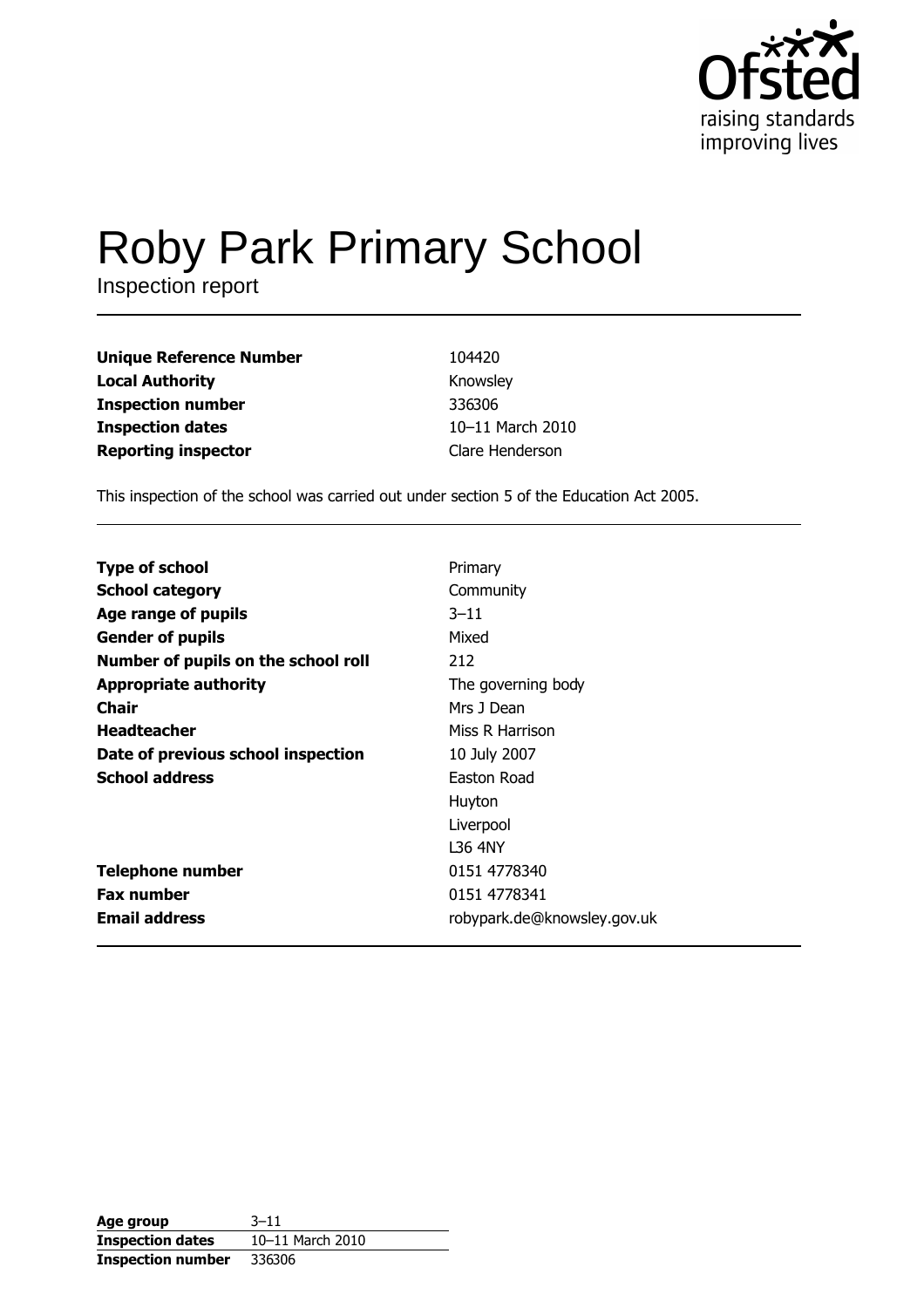Ofsted
raising standards
improving lives

# Roby Park Primary School

Inspection report

| | |
|---|---|
| **Unique Reference Number** | 104420 |
| **Local Authority** | Knowsley |
| **Inspection number** | 336306 |
| **Inspection dates** | 10–11 March 2010 |
| **Reporting inspector** | Clare Henderson |

This inspection of the school was carried out under section 5 of the Education Act 2005.

| | |
|---|---|
| **Type of school** | Primary |
| **School category** | Community |
| **Age range of pupils** | 3–11 |
| **Gender of pupils** | Mixed |
| **Number of pupils on the school roll** | 212 |
| **Appropriate authority** | The governing body |
| **Chair** | Mrs J Dean |
| **Headteacher** | Miss R Harrison |
| **Date of previous school inspection** | 10 July 2007 |
| **School address** | Easton Road<br>Huyton<br>Liverpool<br>L36 4NY |
| **Telephone number** | 0151 4778340 |
| **Fax number** | 0151 4778341 |
| **Email address** | robypark.de@knowsley.gov.uk |

| | |
|---|---|
| **Age group** | 3–11 |
| **Inspection dates** | 10–11 March 2010 |
| **Inspection number** | 336306 |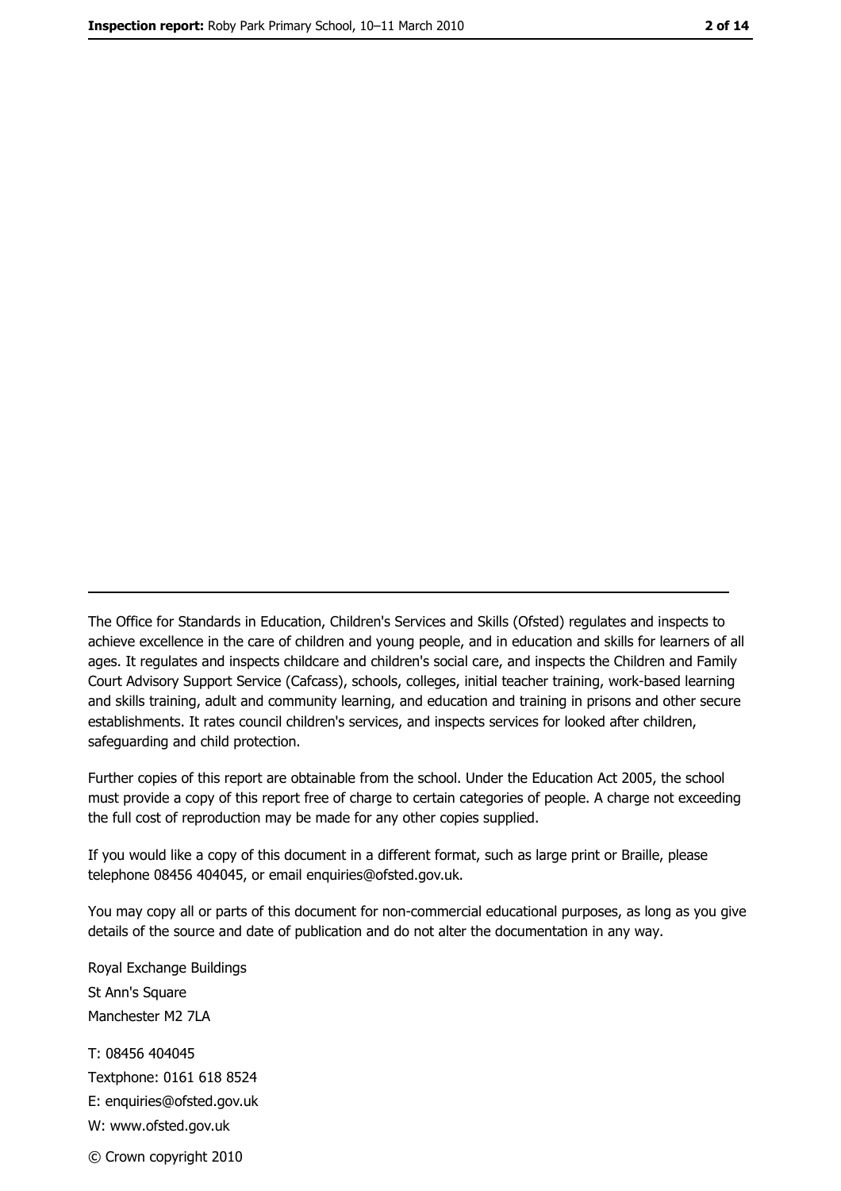---

The Office for Standards in Education, Children's Services and Skills (Ofsted) regulates and inspects to achieve excellence in the care of children and young people, and in education and skills for learners of all ages. It regulates and inspects childcare and children's social care, and inspects the Children and Family Court Advisory Support Service (Cafcass), schools, colleges, initial teacher training, work-based learning and skills training, adult and community learning, and education and training in prisons and other secure establishments. It rates council children's services, and inspects services for looked after children, safeguarding and child protection.

Further copies of this report are obtainable from the school. Under the Education Act 2005, the school must provide a copy of this report free of charge to certain categories of people. A charge not exceeding the full cost of reproduction may be made for any other copies supplied.

If you would like a copy of this document in a different format, such as large print or Braille, please telephone 08456 404045, or email enquiries@ofsted.gov.uk.

You may copy all or parts of this document for non-commercial educational purposes, as long as you give details of the source and date of publication and do not alter the documentation in any way.

Royal Exchange Buildings
St Ann's Square
Manchester M2 7LA

T: 08456 404045
Textphone: 0161 618 8524
E: enquiries@ofsted.gov.uk
W: www.ofsted.gov.uk

© Crown copyright 2010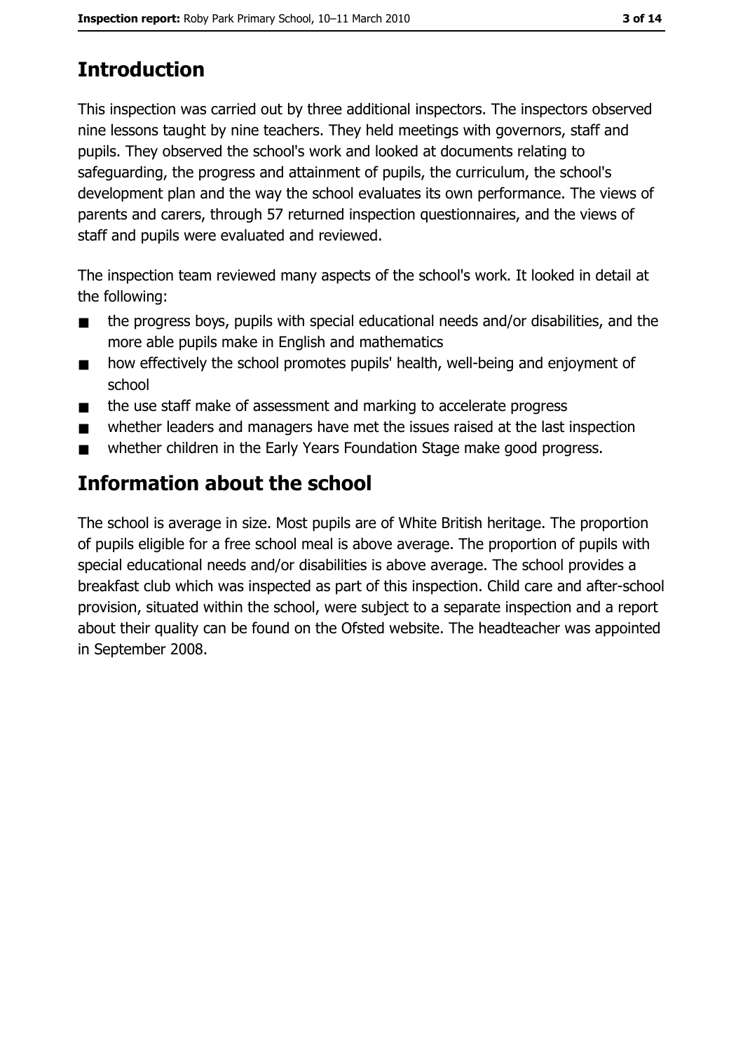## Introduction

This inspection was carried out by three additional inspectors. The inspectors observed nine lessons taught by nine teachers. They held meetings with governors, staff and pupils. They observed the school's work and looked at documents relating to safeguarding, the progress and attainment of pupils, the curriculum, the school's development plan and the way the school evaluates its own performance. The views of parents and carers, through 57 returned inspection questionnaires, and the views of staff and pupils were evaluated and reviewed.

The inspection team reviewed many aspects of the school's work. It looked in detail at the following:

- the progress boys, pupils with special educational needs and/or disabilities, and the more able pupils make in English and mathematics
- how effectively the school promotes pupils' health, well-being and enjoyment of school
- the use staff make of assessment and marking to accelerate progress
- whether leaders and managers have met the issues raised at the last inspection
- whether children in the Early Years Foundation Stage make good progress.

## Information about the school

The school is average in size. Most pupils are of White British heritage. The proportion of pupils eligible for a free school meal is above average. The proportion of pupils with special educational needs and/or disabilities is above average. The school provides a breakfast club which was inspected as part of this inspection. Child care and after-school provision, situated within the school, were subject to a separate inspection and a report about their quality can be found on the Ofsted website. The headteacher was appointed in September 2008.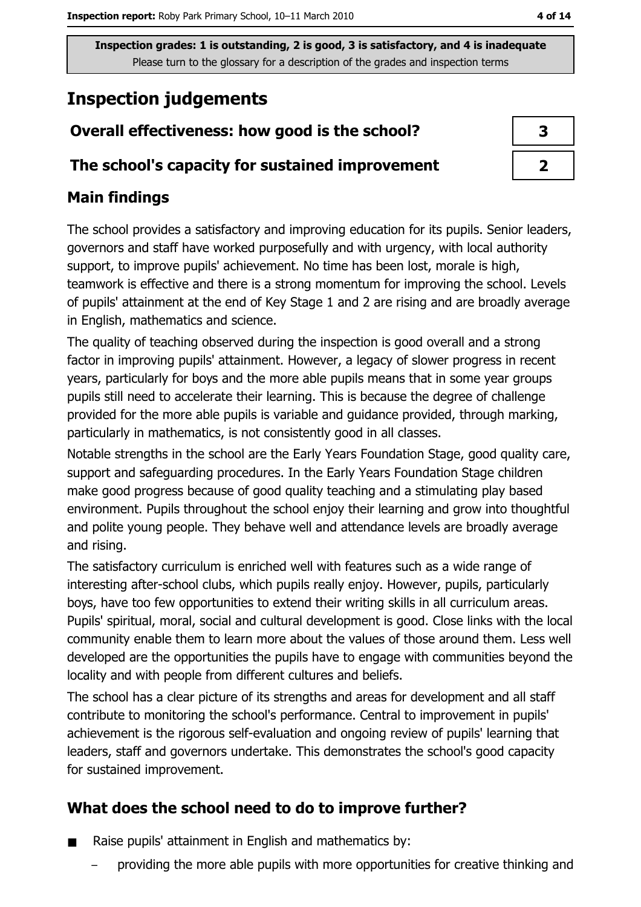Inspection grades: 1 is outstanding, 2 is good, 3 is satisfactory, and 4 is inadequate
Please turn to the glossary for a description of the grades and inspection terms

# Inspection judgements

| | |
|---|---|
| **Overall effectiveness: how good is the school?** | **3** |
| **The school's capacity for sustained improvement** | **2** |

## Main findings

The school provides a satisfactory and improving education for its pupils. Senior leaders, governors and staff have worked purposefully and with urgency, with local authority support, to improve pupils' achievement. No time has been lost, morale is high, teamwork is effective and there is a strong momentum for improving the school. Levels of pupils' attainment at the end of Key Stage 1 and 2 are rising and are broadly average in English, mathematics and science.

The quality of teaching observed during the inspection is good overall and a strong factor in improving pupils' attainment. However, a legacy of slower progress in recent years, particularly for boys and the more able pupils means that in some year groups pupils still need to accelerate their learning. This is because the degree of challenge provided for the more able pupils is variable and guidance provided, through marking, particularly in mathematics, is not consistently good in all classes.

Notable strengths in the school are the Early Years Foundation Stage, good quality care, support and safeguarding procedures. In the Early Years Foundation Stage children make good progress because of good quality teaching and a stimulating play based environment. Pupils throughout the school enjoy their learning and grow into thoughtful and polite young people. They behave well and attendance levels are broadly average and rising.

The satisfactory curriculum is enriched well with features such as a wide range of interesting after-school clubs, which pupils really enjoy. However, pupils, particularly boys, have too few opportunities to extend their writing skills in all curriculum areas. Pupils' spiritual, moral, social and cultural development is good. Close links with the local community enable them to learn more about the values of those around them. Less well developed are the opportunities the pupils have to engage with communities beyond the locality and with people from different cultures and beliefs.

The school has a clear picture of its strengths and areas for development and all staff contribute to monitoring the school's performance. Central to improvement in pupils' achievement is the rigorous self-evaluation and ongoing review of pupils' learning that leaders, staff and governors undertake. This demonstrates the school's good capacity for sustained improvement.

## What does the school need to do to improve further?

- Raise pupils' attainment in English and mathematics by:
  - providing the more able pupils with more opportunities for creative thinking and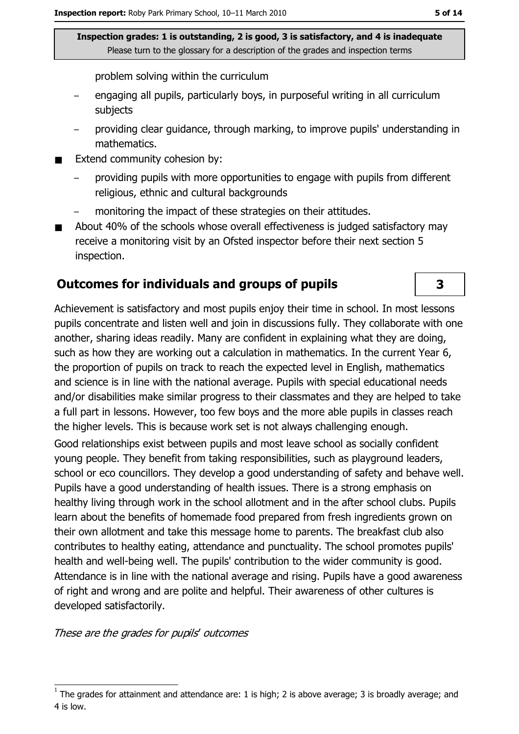Inspection grades: 1 is outstanding, 2 is good, 3 is satisfactory, and 4 is inadequate
Please turn to the glossary for a description of the grades and inspection terms

problem solving within the curriculum

  - engaging all pupils, particularly boys, in purposeful writing in all curriculum subjects
  - providing clear guidance, through marking, to improve pupils' understanding in mathematics.
- Extend community cohesion by:
  - providing pupils with more opportunities to engage with pupils from different religious, ethnic and cultural backgrounds
  - monitoring the impact of these strategies on their attitudes.
- About 40% of the schools whose overall effectiveness is judged satisfactory may receive a monitoring visit by an Ofsted inspector before their next section 5 inspection.

## Outcomes for individuals and groups of pupils

**3**

Achievement is satisfactory and most pupils enjoy their time in school. In most lessons pupils concentrate and listen well and join in discussions fully. They collaborate with one another, sharing ideas readily. Many are confident in explaining what they are doing, such as how they are working out a calculation in mathematics. In the current Year 6, the proportion of pupils on track to reach the expected level in English, mathematics and science is in line with the national average. Pupils with special educational needs and/or disabilities make similar progress to their classmates and they are helped to take a full part in lessons. However, too few boys and the more able pupils in classes reach the higher levels. This is because work set is not always challenging enough.

Good relationships exist between pupils and most leave school as socially confident young people. They benefit from taking responsibilities, such as playground leaders, school or eco councillors. They develop a good understanding of safety and behave well. Pupils have a good understanding of health issues. There is a strong emphasis on healthy living through work in the school allotment and in the after school clubs. Pupils learn about the benefits of homemade food prepared from fresh ingredients grown on their own allotment and take this message home to parents. The breakfast club also contributes to healthy eating, attendance and punctuality. The school promotes pupils' health and well-being well. The pupils' contribution to the wider community is good. Attendance is in line with the national average and rising. Pupils have a good awareness of right and wrong and are polite and helpful. Their awareness of other cultures is developed satisfactorily.

*These are the grades for pupils' outcomes*

[1] The grades for attainment and attendance are: 1 is high; 2 is above average; 3 is broadly average; and 4 is low.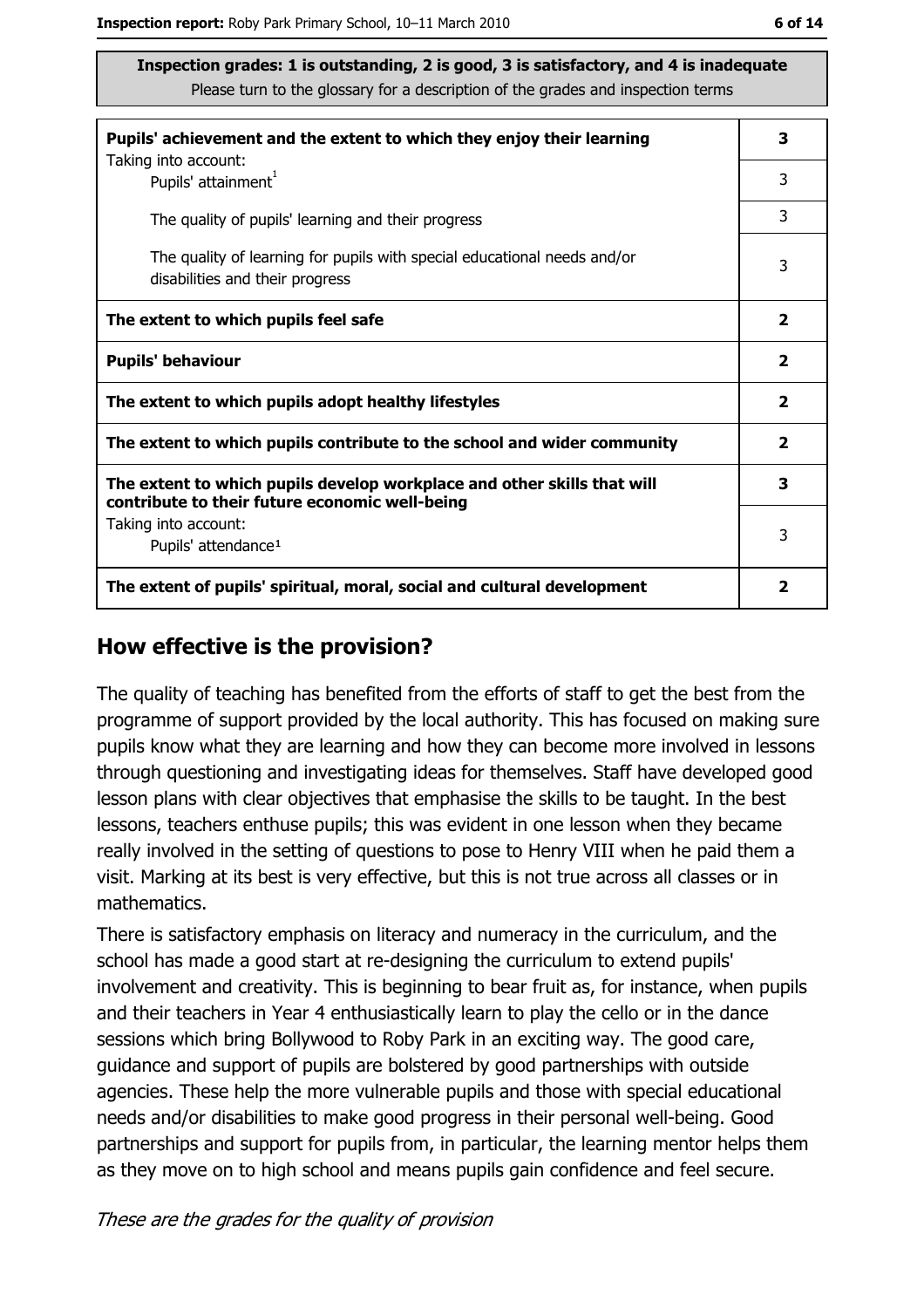**Inspection grades: 1 is outstanding, 2 is good, 3 is satisfactory, and 4 is inadequate**
Please turn to the glossary for a description of the grades and inspection terms

| | |
|---|---|
| **Pupils' achievement and the extent to which they enjoy their learning**<br>Taking into account:<br>Pupils' attainment[1] | **3**<br>3 |
| The quality of pupils' learning and their progress | 3 |
| The quality of learning for pupils with special educational needs and/or disabilities and their progress | 3 |
| **The extent to which pupils feel safe** | **2** |
| **Pupils' behaviour** | **2** |
| **The extent to which pupils adopt healthy lifestyles** | **2** |
| **The extent to which pupils contribute to the school and wider community** | **2** |
| **The extent to which pupils develop workplace and other skills that will contribute to their future economic well-being**<br>Taking into account:<br>Pupils' attendance[1] | **3**<br>3 |
| **The extent of pupils' spiritual, moral, social and cultural development** | **2** |

## How effective is the provision?

The quality of teaching has benefited from the efforts of staff to get the best from the programme of support provided by the local authority. This has focused on making sure pupils know what they are learning and how they can become more involved in lessons through questioning and investigating ideas for themselves. Staff have developed good lesson plans with clear objectives that emphasise the skills to be taught. In the best lessons, teachers enthuse pupils; this was evident in one lesson when they became really involved in the setting of questions to pose to Henry VIII when he paid them a visit. Marking at its best is very effective, but this is not true across all classes or in mathematics.

There is satisfactory emphasis on literacy and numeracy in the curriculum, and the school has made a good start at re-designing the curriculum to extend pupils' involvement and creativity. This is beginning to bear fruit as, for instance, when pupils and their teachers in Year 4 enthusiastically learn to play the cello or in the dance sessions which bring Bollywood to Roby Park in an exciting way. The good care, guidance and support of pupils are bolstered by good partnerships with outside agencies. These help the more vulnerable pupils and those with special educational needs and/or disabilities to make good progress in their personal well-being. Good partnerships and support for pupils from, in particular, the learning mentor helps them as they move on to high school and means pupils gain confidence and feel secure.

*These are the grades for the quality of provision*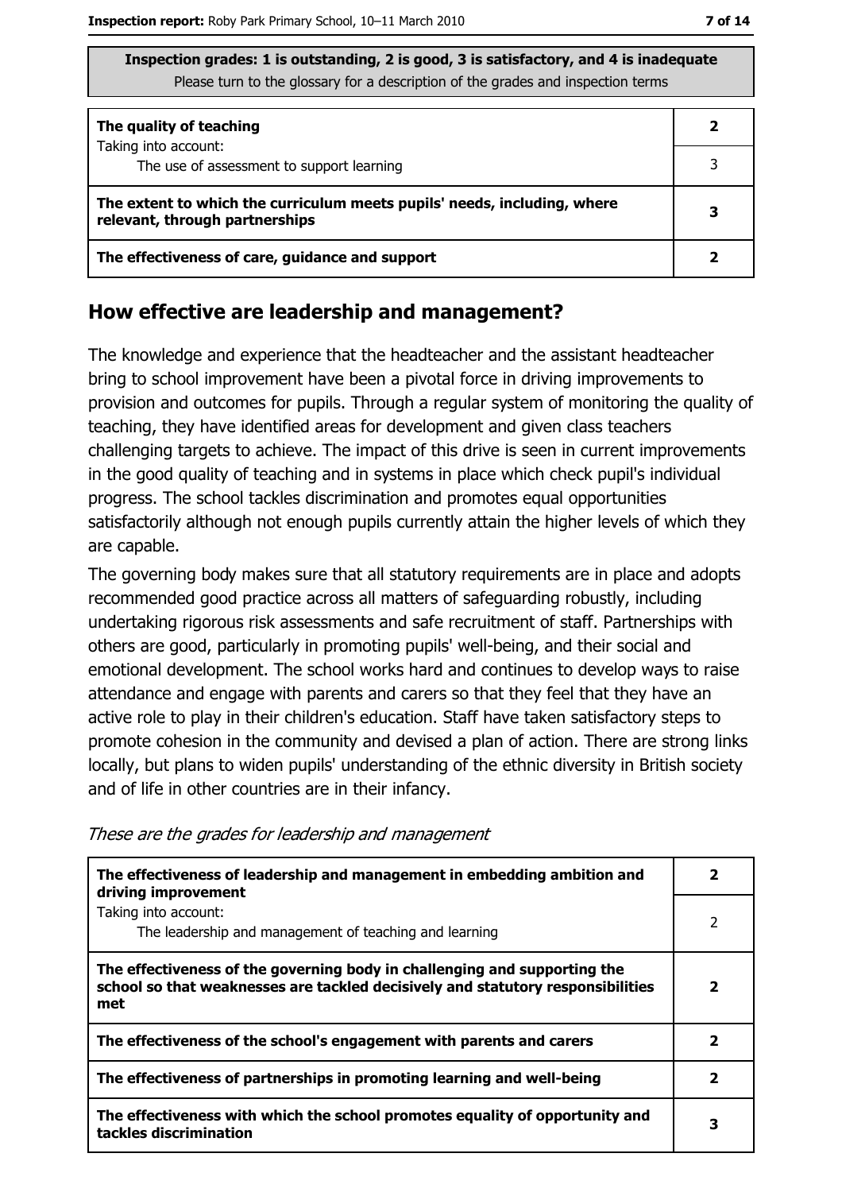Inspection grades: 1 is outstanding, 2 is good, 3 is satisfactory, and 4 is inadequate
Please turn to the glossary for a description of the grades and inspection terms

| | |
|---|---|
| **The quality of teaching** | **2** |
| Taking into account: The use of assessment to support learning | 3 |
| **The extent to which the curriculum meets pupils' needs, including, where relevant, through partnerships** | **3** |
| **The effectiveness of care, guidance and support** | **2** |

## How effective are leadership and management?

The knowledge and experience that the headteacher and the assistant headteacher bring to school improvement have been a pivotal force in driving improvements to provision and outcomes for pupils. Through a regular system of monitoring the quality of teaching, they have identified areas for development and given class teachers challenging targets to achieve. The impact of this drive is seen in current improvements in the good quality of teaching and in systems in place which check pupil's individual progress. The school tackles discrimination and promotes equal opportunities satisfactorily although not enough pupils currently attain the higher levels of which they are capable.

The governing body makes sure that all statutory requirements are in place and adopts recommended good practice across all matters of safeguarding robustly, including undertaking rigorous risk assessments and safe recruitment of staff. Partnerships with others are good, particularly in promoting pupils' well-being, and their social and emotional development. The school works hard and continues to develop ways to raise attendance and engage with parents and carers so that they feel that they have an active role to play in their children's education. Staff have taken satisfactory steps to promote cohesion in the community and devised a plan of action. There are strong links locally, but plans to widen pupils' understanding of the ethnic diversity in British society and of life in other countries are in their infancy.

*These are the grades for leadership and management*

| | |
|---|---|
| **The effectiveness of leadership and management in embedding ambition and driving improvement** | **2** |
| Taking into account: The leadership and management of teaching and learning | 2 |
| **The effectiveness of the governing body in challenging and supporting the school so that weaknesses are tackled decisively and statutory responsibilities met** | **2** |
| **The effectiveness of the school's engagement with parents and carers** | **2** |
| **The effectiveness of partnerships in promoting learning and well-being** | **2** |
| **The effectiveness with which the school promotes equality of opportunity and tackles discrimination** | **3** |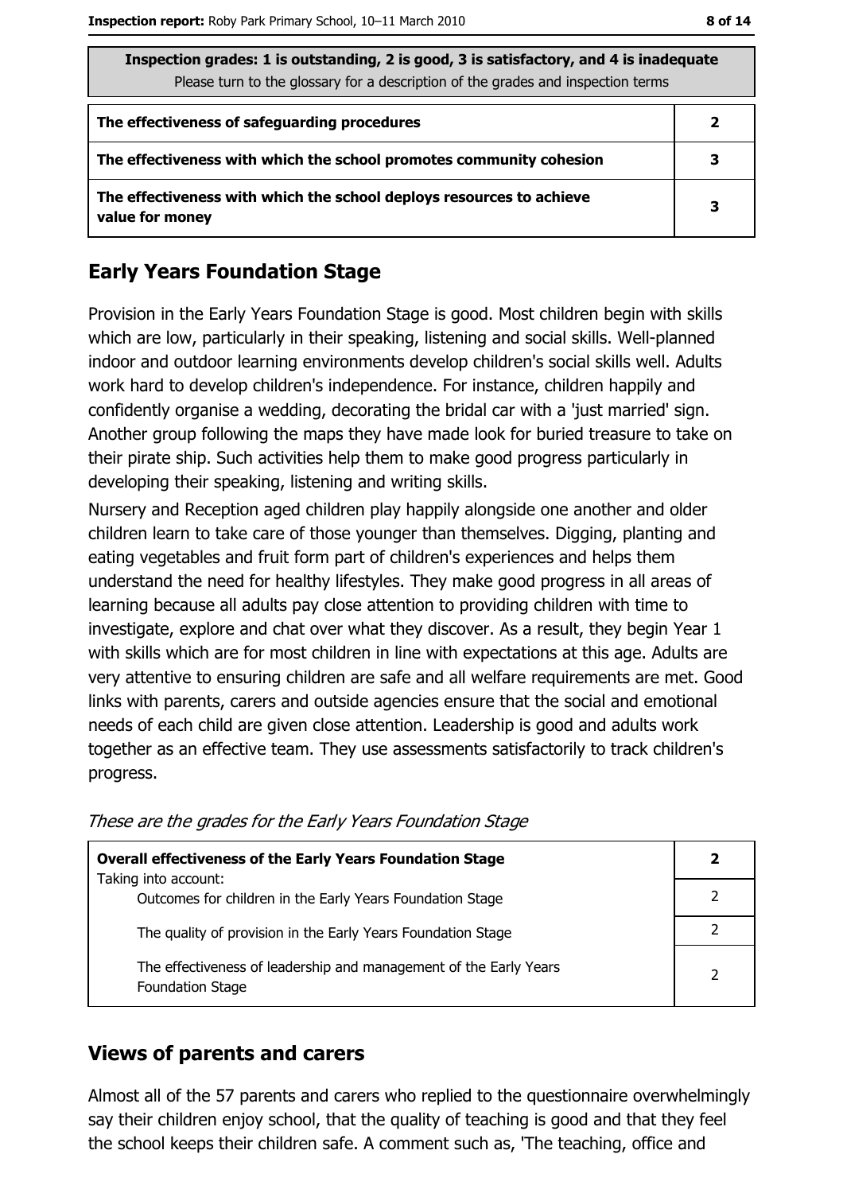| Inspection grades: 1 is outstanding, 2 is good, 3 is satisfactory, and 4 is inadequate<br>Please turn to the glossary for a description of the grades and inspection terms | |
|---|---|
| **The effectiveness of safeguarding procedures** | **2** |
| **The effectiveness with which the school promotes community cohesion** | **3** |
| **The effectiveness with which the school deploys resources to achieve value for money** | **3** |

## Early Years Foundation Stage

Provision in the Early Years Foundation Stage is good. Most children begin with skills which are low, particularly in their speaking, listening and social skills. Well-planned indoor and outdoor learning environments develop children's social skills well. Adults work hard to develop children's independence. For instance, children happily and confidently organise a wedding, decorating the bridal car with a 'just married' sign. Another group following the maps they have made look for buried treasure to take on their pirate ship. Such activities help them to make good progress particularly in developing their speaking, listening and writing skills.

Nursery and Reception aged children play happily alongside one another and older children learn to take care of those younger than themselves. Digging, planting and eating vegetables and fruit form part of children's experiences and helps them understand the need for healthy lifestyles. They make good progress in all areas of learning because all adults pay close attention to providing children with time to investigate, explore and chat over what they discover. As a result, they begin Year 1 with skills which are for most children in line with expectations at this age. Adults are very attentive to ensuring children are safe and all welfare requirements are met. Good links with parents, carers and outside agencies ensure that the social and emotional needs of each child are given close attention. Leadership is good and adults work together as an effective team. They use assessments satisfactorily to track children's progress.

*These are the grades for the Early Years Foundation Stage*

| **Overall effectiveness of the Early Years Foundation Stage**<br>Taking into account: | **2** |
|---|---|
| Outcomes for children in the Early Years Foundation Stage | 2 |
| The quality of provision in the Early Years Foundation Stage | 2 |
| The effectiveness of leadership and management of the Early Years Foundation Stage | 2 |

## Views of parents and carers

Almost all of the 57 parents and carers who replied to the questionnaire overwhelmingly say their children enjoy school, that the quality of teaching is good and that they feel the school keeps their children safe. A comment such as, 'The teaching, office and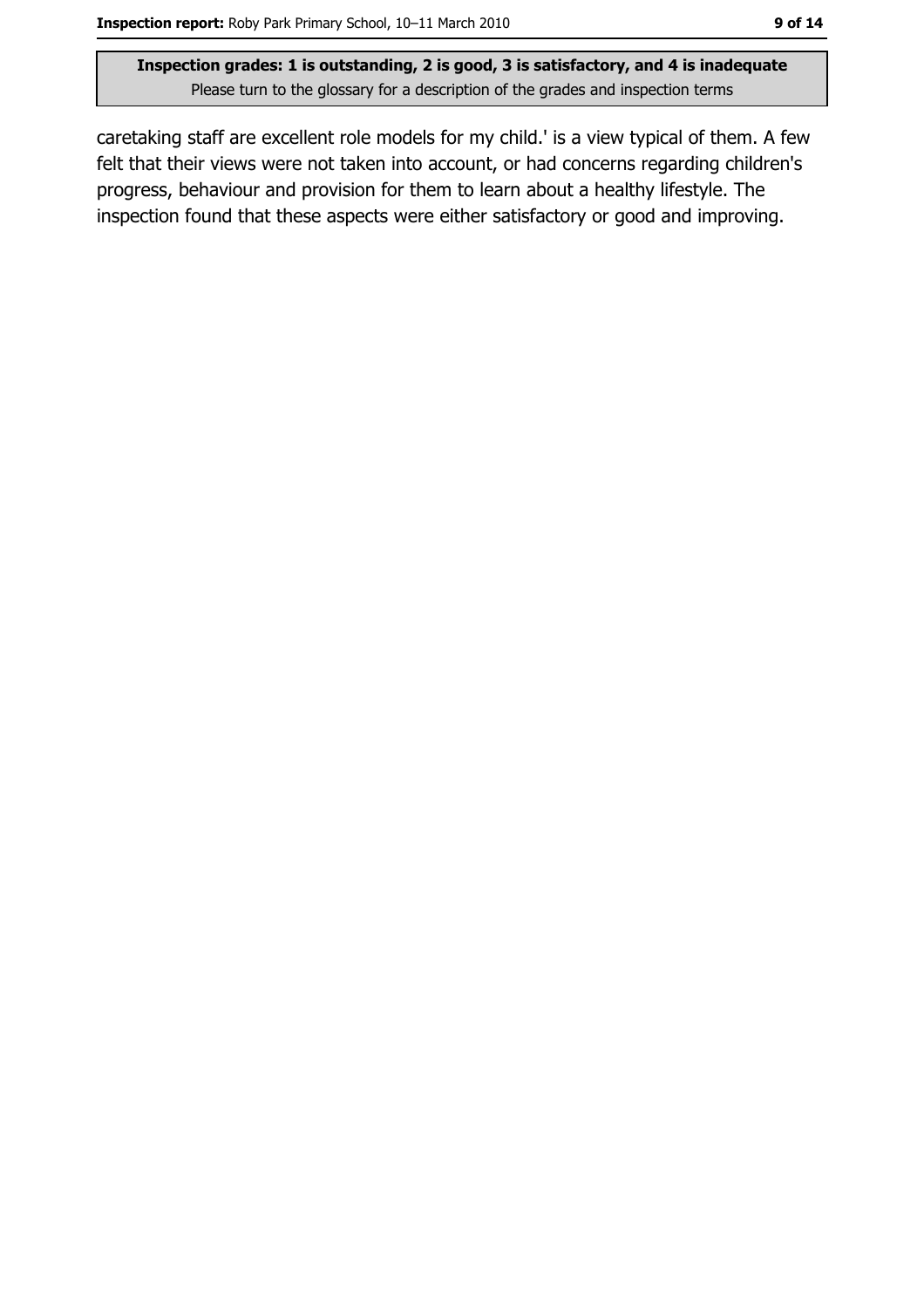caretaking staff are excellent role models for my child.' is a view typical of them. A few felt that their views were not taken into account, or had concerns regarding children's progress, behaviour and provision for them to learn about a healthy lifestyle. The inspection found that these aspects were either satisfactory or good and improving.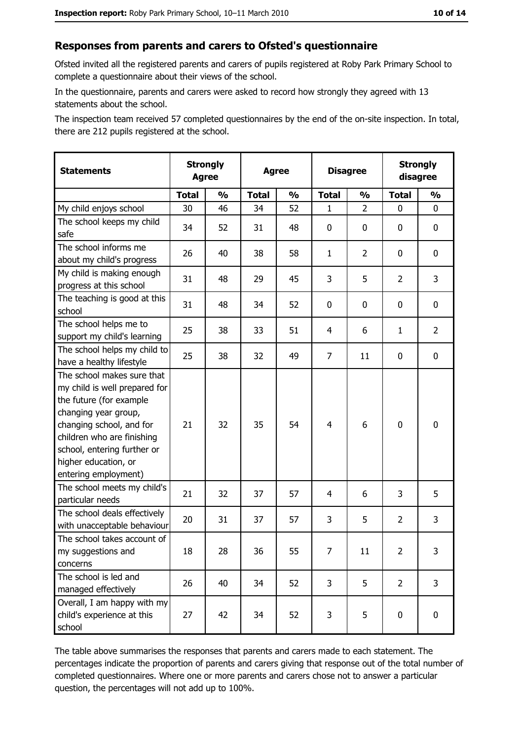## Responses from parents and carers to Ofsted's questionnaire

Ofsted invited all the registered parents and carers of pupils registered at Roby Park Primary School to complete a questionnaire about their views of the school.

In the questionnaire, parents and carers were asked to record how strongly they agreed with 13 statements about the school.

The inspection team received 57 completed questionnaires by the end of the on-site inspection. In total, there are 212 pupils registered at the school.

| Statements | Strongly Agree | | Agree | | Disagree | | Strongly disagree | |
|---|---|---|---|---|---|---|---|---|
| | Total | % | Total | % | Total | % | Total | % |
| My child enjoys school | 30 | 46 | 34 | 52 | 1 | 2 | 0 | 0 |
| The school keeps my child safe | 34 | 52 | 31 | 48 | 0 | 0 | 0 | 0 |
| The school informs me about my child's progress | 26 | 40 | 38 | 58 | 1 | 2 | 0 | 0 |
| My child is making enough progress at this school | 31 | 48 | 29 | 45 | 3 | 5 | 2 | 3 |
| The teaching is good at this school | 31 | 48 | 34 | 52 | 0 | 0 | 0 | 0 |
| The school helps me to support my child's learning | 25 | 38 | 33 | 51 | 4 | 6 | 1 | 2 |
| The school helps my child to have a healthy lifestyle | 25 | 38 | 32 | 49 | 7 | 11 | 0 | 0 |
| The school makes sure that my child is well prepared for the future (for example changing year group, changing school, and for children who are finishing school, entering further or higher education, or entering employment) | 21 | 32 | 35 | 54 | 4 | 6 | 0 | 0 |
| The school meets my child's particular needs | 21 | 32 | 37 | 57 | 4 | 6 | 3 | 5 |
| The school deals effectively with unacceptable behaviour | 20 | 31 | 37 | 57 | 3 | 5 | 2 | 3 |
| The school takes account of my suggestions and concerns | 18 | 28 | 36 | 55 | 7 | 11 | 2 | 3 |
| The school is led and managed effectively | 26 | 40 | 34 | 52 | 3 | 5 | 2 | 3 |
| Overall, I am happy with my child's experience at this school | 27 | 42 | 34 | 52 | 3 | 5 | 0 | 0 |

The table above summarises the responses that parents and carers made to each statement. The percentages indicate the proportion of parents and carers giving that response out of the total number of completed questionnaires. Where one or more parents and carers chose not to answer a particular question, the percentages will not add up to 100%.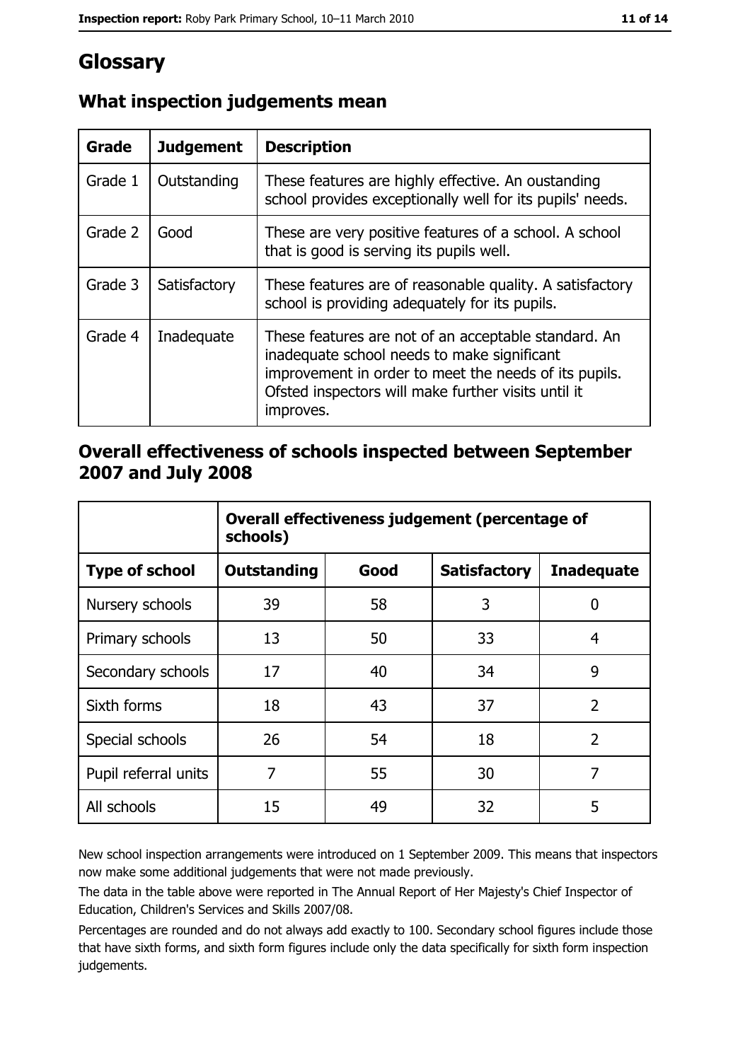# Glossary

## What inspection judgements mean

| Grade | Judgement | Description |
|---|---|---|
| Grade 1 | Outstanding | These features are highly effective. An oustanding school provides exceptionally well for its pupils' needs. |
| Grade 2 | Good | These are very positive features of a school. A school that is good is serving its pupils well. |
| Grade 3 | Satisfactory | These features are of reasonable quality. A satisfactory school is providing adequately for its pupils. |
| Grade 4 | Inadequate | These features are not of an acceptable standard. An inadequate school needs to make significant improvement in order to meet the needs of its pupils. Ofsted inspectors will make further visits until it improves. |

## Overall effectiveness of schools inspected between September 2007 and July 2008

| | Overall effectiveness judgement (percentage of schools) | | | |
|---|---|---|---|---|
| **Type of school** | **Outstanding** | **Good** | **Satisfactory** | **Inadequate** |
| Nursery schools | 39 | 58 | 3 | 0 |
| Primary schools | 13 | 50 | 33 | 4 |
| Secondary schools | 17 | 40 | 34 | 9 |
| Sixth forms | 18 | 43 | 37 | 2 |
| Special schools | 26 | 54 | 18 | 2 |
| Pupil referral units | 7 | 55 | 30 | 7 |
| All schools | 15 | 49 | 32 | 5 |

New school inspection arrangements were introduced on 1 September 2009. This means that inspectors now make some additional judgements that were not made previously.

The data in the table above were reported in The Annual Report of Her Majesty's Chief Inspector of Education, Children's Services and Skills 2007/08.

Percentages are rounded and do not always add exactly to 100. Secondary school figures include those that have sixth forms, and sixth form figures include only the data specifically for sixth form inspection judgements.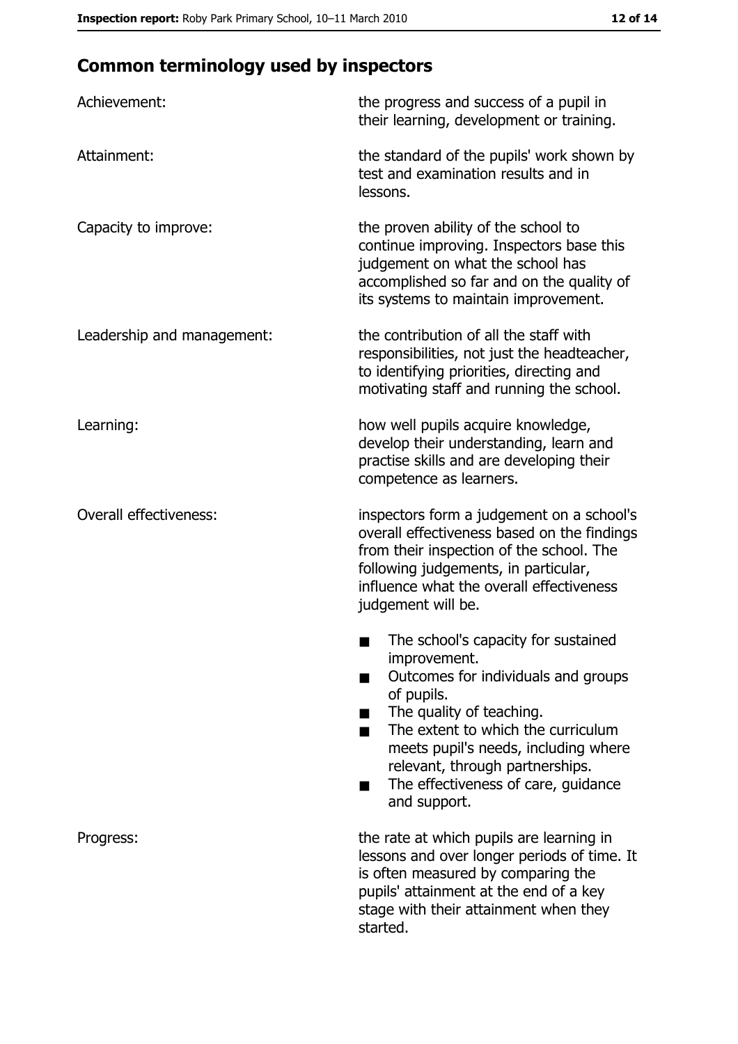## Common terminology used by inspectors

| | |
|---|---|
| Achievement: | the progress and success of a pupil in their learning, development or training. |
| Attainment: | the standard of the pupils' work shown by test and examination results and in lessons. |
| Capacity to improve: | the proven ability of the school to continue improving. Inspectors base this judgement on what the school has accomplished so far and on the quality of its systems to maintain improvement. |
| Leadership and management: | the contribution of all the staff with responsibilities, not just the headteacher, to identifying priorities, directing and motivating staff and running the school. |
| Learning: | how well pupils acquire knowledge, develop their understanding, learn and practise skills and are developing their competence as learners. |
| Overall effectiveness: | inspectors form a judgement on a school's overall effectiveness based on the findings from their inspection of the school. The following judgements, in particular, influence what the overall effectiveness judgement will be.<br>■ The school's capacity for sustained improvement.<br>■ Outcomes for individuals and groups of pupils.<br>■ The quality of teaching.<br>■ The extent to which the curriculum meets pupil's needs, including where relevant, through partnerships.<br>■ The effectiveness of care, guidance and support. |
| Progress: | the rate at which pupils are learning in lessons and over longer periods of time. It is often measured by comparing the pupils' attainment at the end of a key stage with their attainment when they started. |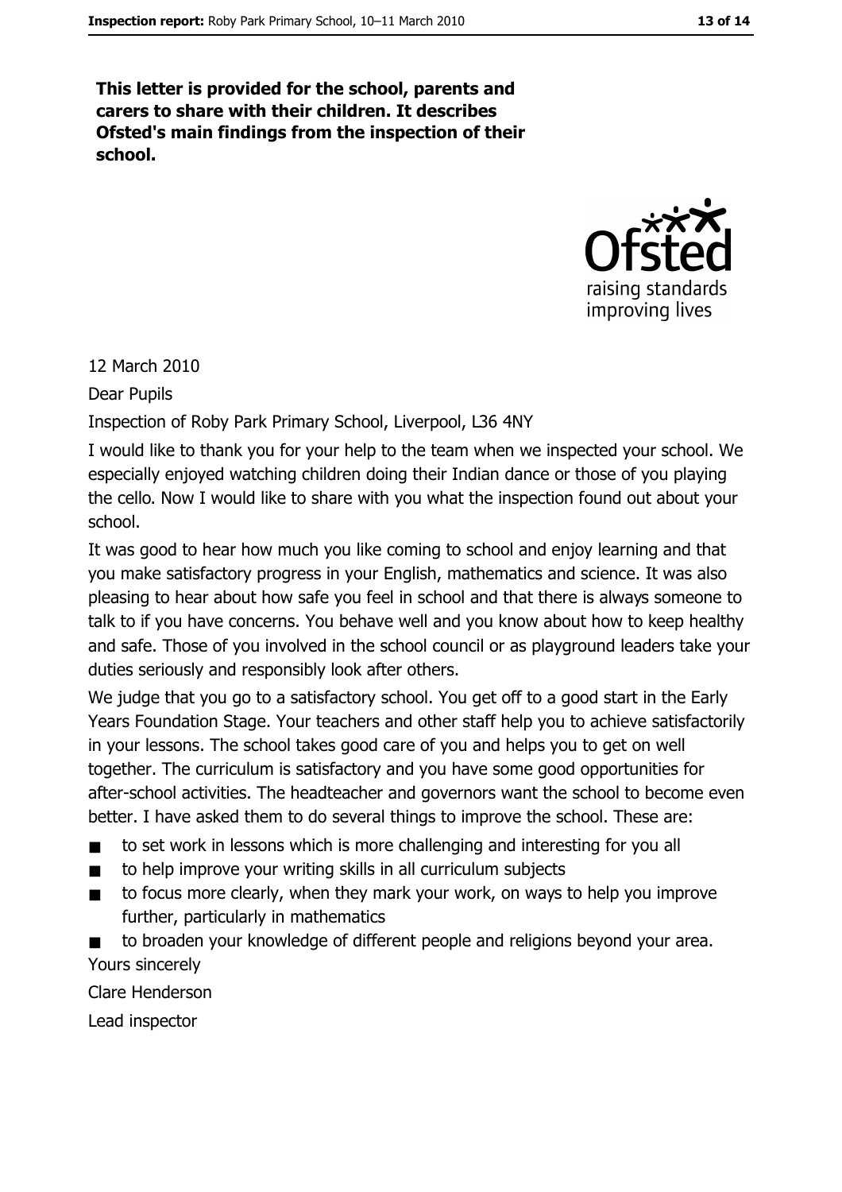**This letter is provided for the school, parents and carers to share with their children. It describes Ofsted's main findings from the inspection of their school.**

12 March 2010

Dear Pupils

Inspection of Roby Park Primary School, Liverpool, L36 4NY

I would like to thank you for your help to the team when we inspected your school. We especially enjoyed watching children doing their Indian dance or those of you playing the cello. Now I would like to share with you what the inspection found out about your school.

It was good to hear how much you like coming to school and enjoy learning and that you make satisfactory progress in your English, mathematics and science. It was also pleasing to hear about how safe you feel in school and that there is always someone to talk to if you have concerns. You behave well and you know about how to keep healthy and safe. Those of you involved in the school council or as playground leaders take your duties seriously and responsibly look after others.

We judge that you go to a satisfactory school. You get off to a good start in the Early Years Foundation Stage. Your teachers and other staff help you to achieve satisfactorily in your lessons. The school takes good care of you and helps you to get on well together. The curriculum is satisfactory and you have some good opportunities for after-school activities. The headteacher and governors want the school to become even better. I have asked them to do several things to improve the school. These are:

- to set work in lessons which is more challenging and interesting for you all
- to help improve your writing skills in all curriculum subjects
- to focus more clearly, when they mark your work, on ways to help you improve further, particularly in mathematics
- to broaden your knowledge of different people and religions beyond your area.

Yours sincerely

Clare Henderson

Lead inspector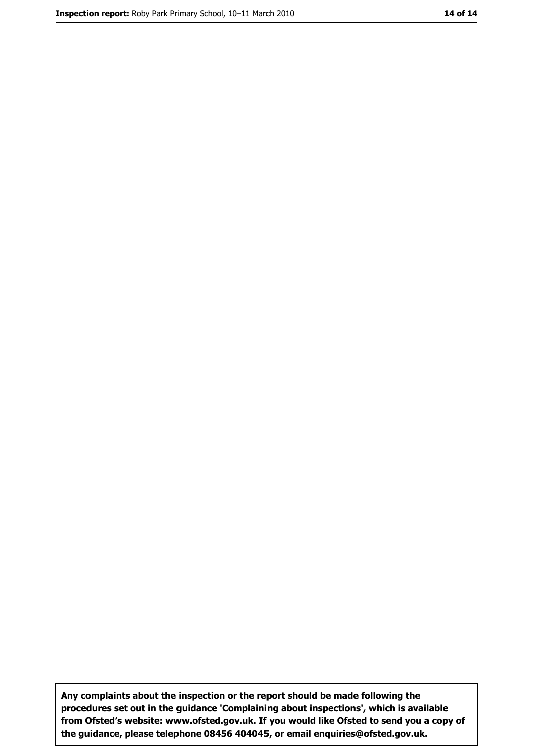**Any complaints about the inspection or the report should be made following the procedures set out in the guidance 'Complaining about inspections', which is available from Ofsted's website: www.ofsted.gov.uk. If you would like Ofsted to send you a copy of the guidance, please telephone 08456 404045, or email enquiries@ofsted.gov.uk.**